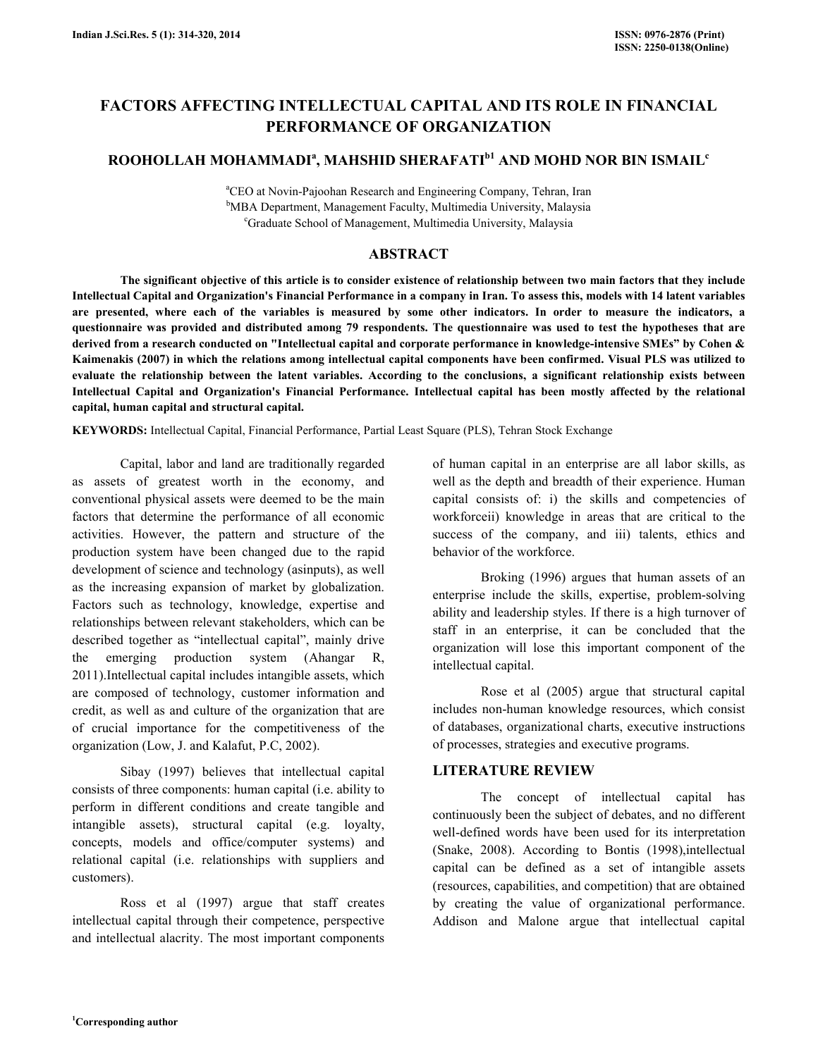# FACTORS AFFECTING INTELLECTUAL CAPITAL AND ITS ROLE IN FINANCIAL PERFORMANCE OF ORGANIZATION

## ROOHOLLAH MOHAMMADI[a], MAHSHID SHERAFATI[b1] AND MOHD NOR BIN ISMAIL[c]

[a]CEO at Novin-Pajoohan Research and Engineering Company, Tehran, Iran
[b]MBA Department, Management Faculty, Multimedia University, Malaysia
[c]Graduate School of Management, Multimedia University, Malaysia

## ABSTRACT

**The significant objective of this article is to consider existence of relationship between two main factors that they include Intellectual Capital and Organization's Financial Performance in a company in Iran. To assess this, models with 14 latent variables are presented, where each of the variables is measured by some other indicators. In order to measure the indicators, a questionnaire was provided and distributed among 79 respondents. The questionnaire was used to test the hypotheses that are derived from a research conducted on "Intellectual capital and corporate performance in knowledge-intensive SMEs" by Cohen & Kaimenakis (2007) in which the relations among intellectual capital components have been confirmed. Visual PLS was utilized to evaluate the relationship between the latent variables. According to the conclusions, a significant relationship exists between Intellectual Capital and Organization's Financial Performance. Intellectual capital has been mostly affected by the relational capital, human capital and structural capital.**

**KEYWORDS:** Intellectual Capital, Financial Performance, Partial Least Square (PLS), Tehran Stock Exchange

Capital, labor and land are traditionally regarded as assets of greatest worth in the economy, and conventional physical assets were deemed to be the main factors that determine the performance of all economic activities. However, the pattern and structure of the production system have been changed due to the rapid development of science and technology (asinputs), as well as the increasing expansion of market by globalization. Factors such as technology, knowledge, expertise and relationships between relevant stakeholders, which can be described together as "intellectual capital", mainly drive the emerging production system (Ahangar R, 2011).Intellectual capital includes intangible assets, which are composed of technology, customer information and credit, as well as and culture of the organization that are of crucial importance for the competitiveness of the organization (Low, J. and Kalafut, P.C, 2002).

Sibay (1997) believes that intellectual capital consists of three components: human capital (i.e. ability to perform in different conditions and create tangible and intangible assets), structural capital (e.g. loyalty, concepts, models and office/computer systems) and relational capital (i.e. relationships with suppliers and customers).

Ross et al (1997) argue that staff creates intellectual capital through their competence, perspective and intellectual alacrity. The most important components of human capital in an enterprise are all labor skills, as well as the depth and breadth of their experience. Human capital consists of: i) the skills and competencies of workforceii) knowledge in areas that are critical to the success of the company, and iii) talents, ethics and behavior of the workforce.

Broking (1996) argues that human assets of an enterprise include the skills, expertise, problem-solving ability and leadership styles. If there is a high turnover of staff in an enterprise, it can be concluded that the organization will lose this important component of the intellectual capital.

Rose et al (2005) argue that structural capital includes non-human knowledge resources, which consist of databases, organizational charts, executive instructions of processes, strategies and executive programs.

## LITERATURE REVIEW

The concept of intellectual capital has continuously been the subject of debates, and no different well-defined words have been used for its interpretation (Snake, 2008). According to Bontis (1998),intellectual capital can be defined as a set of intangible assets (resources, capabilities, and competition) that are obtained by creating the value of organizational performance. Addison and Malone argue that intellectual capital

[1]Corresponding author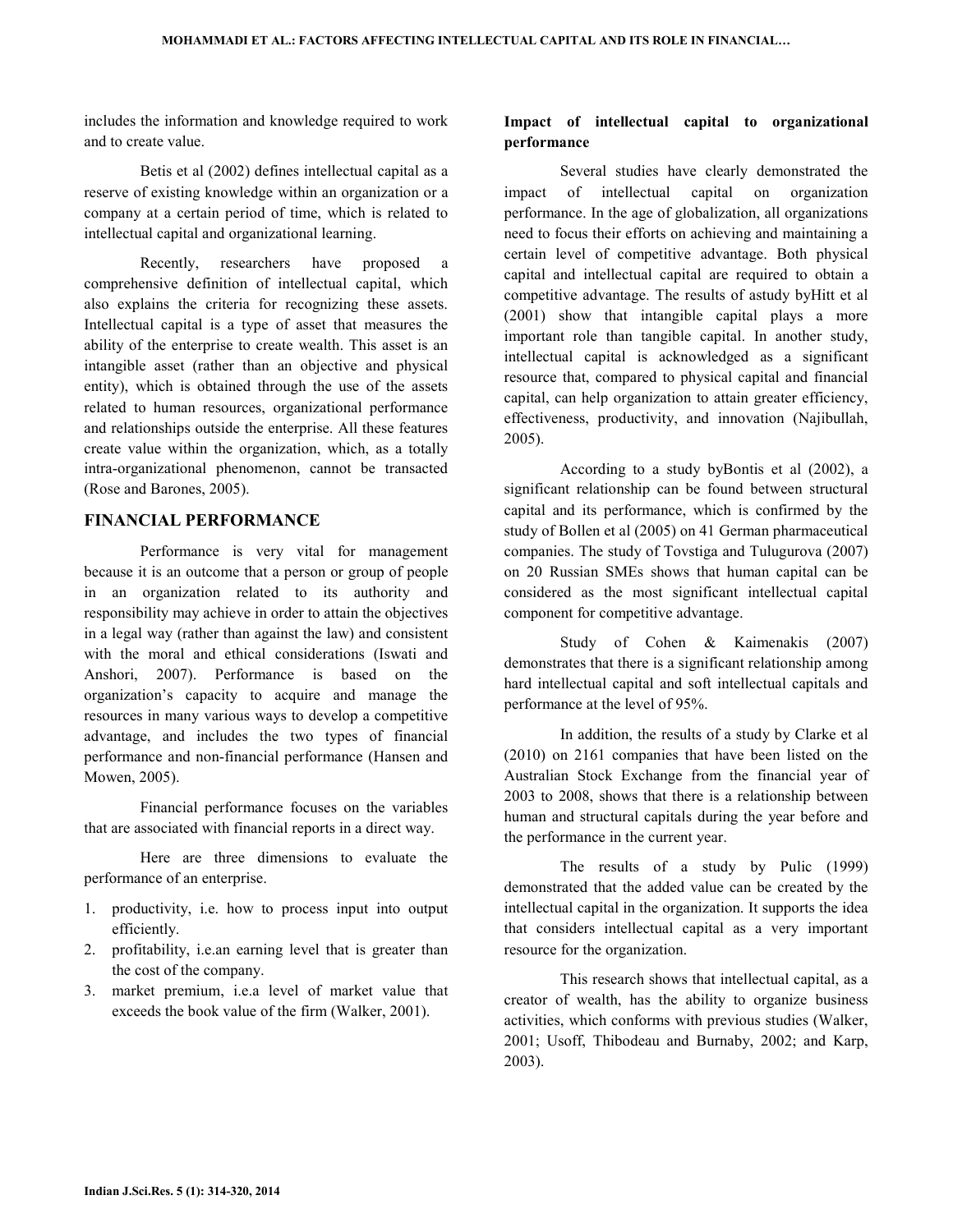includes the information and knowledge required to work and to create value.

Betis et al (2002) defines intellectual capital as a reserve of existing knowledge within an organization or a company at a certain period of time, which is related to intellectual capital and organizational learning.

Recently, researchers have proposed a comprehensive definition of intellectual capital, which also explains the criteria for recognizing these assets. Intellectual capital is a type of asset that measures the ability of the enterprise to create wealth. This asset is an intangible asset (rather than an objective and physical entity), which is obtained through the use of the assets related to human resources, organizational performance and relationships outside the enterprise. All these features create value within the organization, which, as a totally intra-organizational phenomenon, cannot be transacted (Rose and Barones, 2005).

## FINANCIAL PERFORMANCE

Performance is very vital for management because it is an outcome that a person or group of people in an organization related to its authority and responsibility may achieve in order to attain the objectives in a legal way (rather than against the law) and consistent with the moral and ethical considerations (Iswati and Anshori, 2007). Performance is based on the organization's capacity to acquire and manage the resources in many various ways to develop a competitive advantage, and includes the two types of financial performance and non-financial performance (Hansen and Mowen, 2005).

Financial performance focuses on the variables that are associated with financial reports in a direct way.

Here are three dimensions to evaluate the performance of an enterprise.

1. productivity, i.e. how to process input into output efficiently.
2. profitability, i.e.an earning level that is greater than the cost of the company.
3. market premium, i.e.a level of market value that exceeds the book value of the firm (Walker, 2001).

### Impact of intellectual capital to organizational performance

Several studies have clearly demonstrated the impact of intellectual capital on organization performance. In the age of globalization, all organizations need to focus their efforts on achieving and maintaining a certain level of competitive advantage. Both physical capital and intellectual capital are required to obtain a competitive advantage. The results of astudy byHitt et al (2001) show that intangible capital plays a more important role than tangible capital. In another study, intellectual capital is acknowledged as a significant resource that, compared to physical capital and financial capital, can help organization to attain greater efficiency, effectiveness, productivity, and innovation (Najibullah, 2005).

According to a study byBontis et al (2002), a significant relationship can be found between structural capital and its performance, which is confirmed by the study of Bollen et al (2005) on 41 German pharmaceutical companies. The study of Tovstiga and Tulugurova (2007) on 20 Russian SMEs shows that human capital can be considered as the most significant intellectual capital component for competitive advantage.

Study of Cohen & Kaimenakis (2007) demonstrates that there is a significant relationship among hard intellectual capital and soft intellectual capitals and performance at the level of 95%.

In addition, the results of a study by Clarke et al (2010) on 2161 companies that have been listed on the Australian Stock Exchange from the financial year of 2003 to 2008, shows that there is a relationship between human and structural capitals during the year before and the performance in the current year.

The results of a study by Pulic (1999) demonstrated that the added value can be created by the intellectual capital in the organization. It supports the idea that considers intellectual capital as a very important resource for the organization.

This research shows that intellectual capital, as a creator of wealth, has the ability to organize business activities, which conforms with previous studies (Walker, 2001; Usoff, Thibodeau and Burnaby, 2002; and Karp, 2003).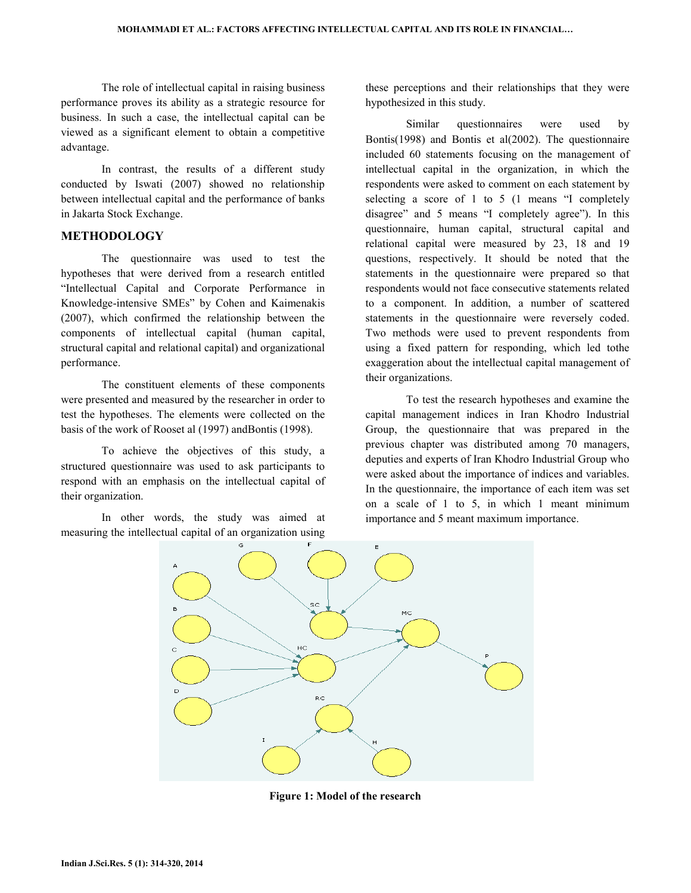The role of intellectual capital in raising business performance proves its ability as a strategic resource for business. In such a case, the intellectual capital can be viewed as a significant element to obtain a competitive advantage.

In contrast, the results of a different study conducted by Iswati (2007) showed no relationship between intellectual capital and the performance of banks in Jakarta Stock Exchange.

## METHODOLOGY

The questionnaire was used to test the hypotheses that were derived from a research entitled "Intellectual Capital and Corporate Performance in Knowledge-intensive SMEs" by Cohen and Kaimenakis (2007), which confirmed the relationship between the components of intellectual capital (human capital, structural capital and relational capital) and organizational performance.

The constituent elements of these components were presented and measured by the researcher in order to test the hypotheses. The elements were collected on the basis of the work of Rooset al (1997) andBontis (1998).

To achieve the objectives of this study, a structured questionnaire was used to ask participants to respond with an emphasis on the intellectual capital of their organization.

In other words, the study was aimed at measuring the intellectual capital of an organization using these perceptions and their relationships that they were hypothesized in this study.

Similar questionnaires were used by Bontis(1998) and Bontis et al(2002). The questionnaire included 60 statements focusing on the management of intellectual capital in the organization, in which the respondents were asked to comment on each statement by selecting a score of 1 to 5 (1 means "I completely disagree" and 5 means "I completely agree"). In this questionnaire, human capital, structural capital and relational capital were measured by 23, 18 and 19 questions, respectively. It should be noted that the statements in the questionnaire were prepared so that respondents would not face consecutive statements related to a component. In addition, a number of scattered statements in the questionnaire were reversely coded. Two methods were used to prevent respondents from using a fixed pattern for responding, which led tothe exaggeration about the intellectual capital management of their organizations.

To test the research hypotheses and examine the capital management indices in Iran Khodro Industrial Group, the questionnaire that was prepared in the previous chapter was distributed among 70 managers, deputies and experts of Iran Khodro Industrial Group who were asked about the importance of indices and variables. In the questionnaire, the importance of each item was set on a scale of 1 to 5, in which 1 meant minimum importance and 5 meant maximum importance.

**Figure 1: Model of the research**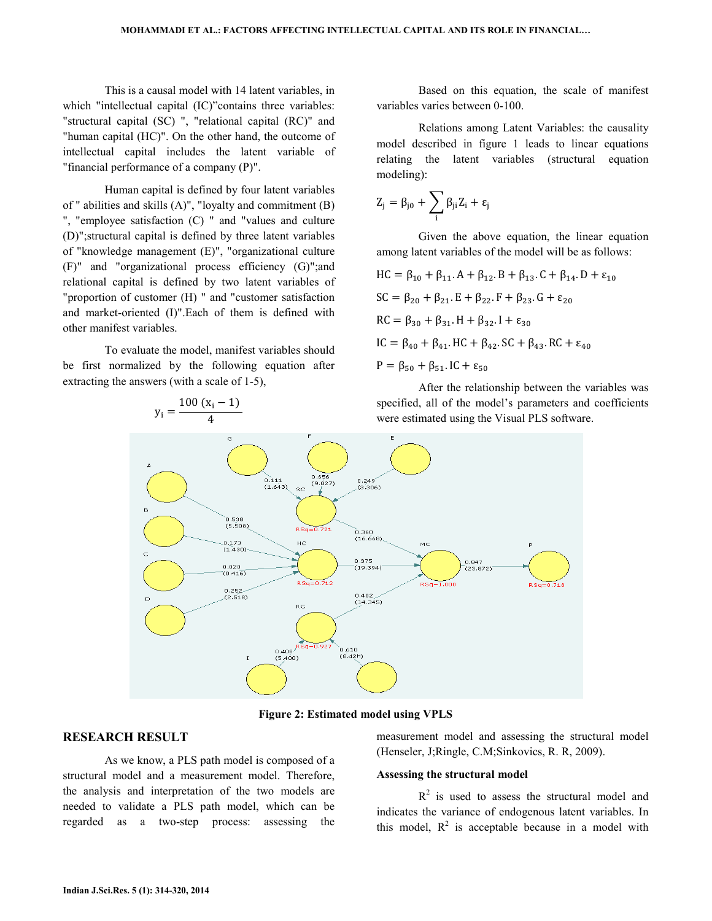This is a causal model with 14 latent variables, in which "intellectual capital (IC)"contains three variables: "structural capital (SC) ", "relational capital (RC)" and "human capital (HC)". On the other hand, the outcome of intellectual capital includes the latent variable of "financial performance of a company (P)".

Human capital is defined by four latent variables of " abilities and skills (A)", "loyalty and commitment (B) ", "employee satisfaction (C) " and "values and culture (D)";structural capital is defined by three latent variables of "knowledge management (E)", "organizational culture (F)" and "organizational process efficiency (G)";and relational capital is defined by two latent variables of "proportion of customer (H) " and "customer satisfaction and market-oriented (I)".Each of them is defined with other manifest variables.

To evaluate the model, manifest variables should be first normalized by the following equation after extracting the answers (with a scale of 1-5),

$$y_i = \frac{100\,(x_i - 1)}{4}$$

Based on this equation, the scale of manifest variables varies between 0-100.

Relations among Latent Variables: the causality model described in figure 1 leads to linear equations relating the latent variables (structural equation modeling):

$$Z_j = \beta_{j0} + \sum_i \beta_{ji} Z_i + \varepsilon_j$$

Given the above equation, the linear equation among latent variables of the model will be as follows:

$$HC = \beta_{10} + \beta_{11}.A + \beta_{12}.B + \beta_{13}.C + \beta_{14}.D + \varepsilon_{10}$$

$$SC = \beta_{20} + \beta_{21}.E + \beta_{22}.F + \beta_{23}.G + \varepsilon_{20}$$

$$RC = \beta_{30} + \beta_{31}.H + \beta_{32}.I + \varepsilon_{30}$$

$$IC = \beta_{40} + \beta_{41}.HC + \beta_{42}.SC + \beta_{43}.RC + \varepsilon_{40}$$

$$P = \beta_{50} + \beta_{51}.IC + \varepsilon_{50}$$

After the relationship between the variables was specified, all of the model's parameters and coefficients were estimated using the Visual PLS software.

**Figure 2: Estimated model using VPLS**

## RESEARCH RESULT

As we know, a PLS path model is composed of a structural model and a measurement model. Therefore, the analysis and interpretation of the two models are needed to validate a PLS path model, which can be regarded as a two-step process: assessing the measurement model and assessing the structural model (Henseler, J;Ringle, C.M;Sinkovics, R. R, 2009).

### Assessing the structural model

$R^2$ is used to assess the structural model and indicates the variance of endogenous latent variables. In this model, $R^2$ is acceptable because in a model with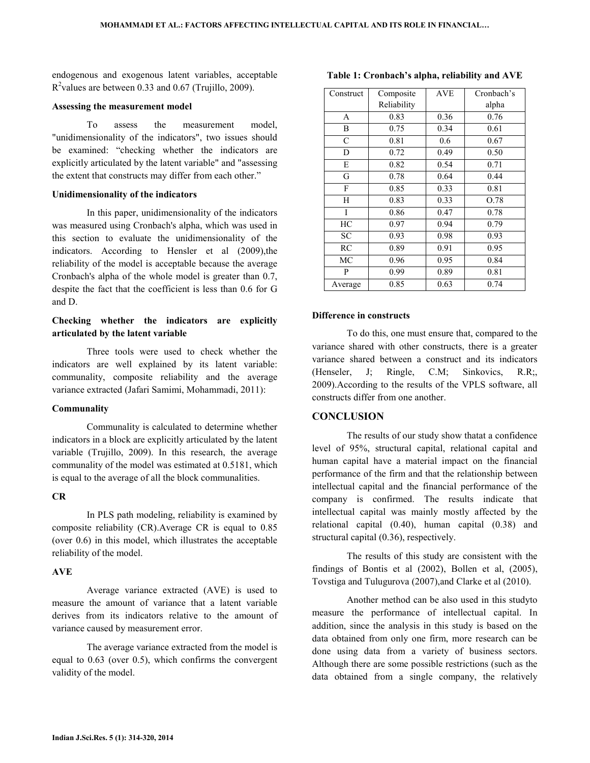endogenous and exogenous latent variables, acceptable $R^2$values are between 0.33 and 0.67 (Trujillo, 2009).

### Assessing the measurement model

To assess the measurement model, "unidimensionality of the indicators", two issues should be examined: "checking whether the indicators are explicitly articulated by the latent variable" and "assessing the extent that constructs may differ from each other."

### Unidimensionality of the indicators

In this paper, unidimensionality of the indicators was measured using Cronbach's alpha, which was used in this section to evaluate the unidimensionality of the indicators. According to Hensler et al (2009),the reliability of the model is acceptable because the average Cronbach's alpha of the whole model is greater than 0.7, despite the fact that the coefficient is less than 0.6 for G and D.

### Checking whether the indicators are explicitly articulated by the latent variable

Three tools were used to check whether the indicators are well explained by its latent variable: communality, composite reliability and the average variance extracted (Jafari Samimi, Mohammadi, 2011):

### Communality

Communality is calculated to determine whether indicators in a block are explicitly articulated by the latent variable (Trujillo, 2009). In this research, the average communality of the model was estimated at 0.5181, which is equal to the average of all the block communalities.

### CR

In PLS path modeling, reliability is examined by composite reliability (CR).Average CR is equal to 0.85 (over 0.6) in this model, which illustrates the acceptable reliability of the model.

### AVE

Average variance extracted (AVE) is used to measure the amount of variance that a latent variable derives from its indicators relative to the amount of variance caused by measurement error.

The average variance extracted from the model is equal to 0.63 (over 0.5), which confirms the convergent validity of the model.

**Table 1: Cronbach's alpha, reliability and AVE**

| Construct | Composite Reliability | AVE | Cronbach's alpha |
|---|---|---|---|
| A | 0.83 | 0.36 | 0.76 |
| B | 0.75 | 0.34 | 0.61 |
| C | 0.81 | 0.6 | 0.67 |
| D | 0.72 | 0.49 | 0.50 |
| E | 0.82 | 0.54 | 0.71 |
| G | 0.78 | 0.64 | 0.44 |
| F | 0.85 | 0.33 | 0.81 |
| H | 0.83 | 0.33 | O.78 |
| I | 0.86 | 0.47 | 0.78 |
| HC | 0.97 | 0.94 | 0.79 |
| SC | 0.93 | 0.98 | 0.93 |
| RC | 0.89 | 0.91 | 0.95 |
| MC | 0.96 | 0.95 | 0.84 |
| P | 0.99 | 0.89 | 0.81 |
| Average | 0.85 | 0.63 | 0.74 |

### Difference in constructs

To do this, one must ensure that, compared to the variance shared with other constructs, there is a greater variance shared between a construct and its indicators (Henseler, J; Ringle, C.M; Sinkovics, R.R;, 2009).According to the results of the VPLS software, all constructs differ from one another.

## CONCLUSION

The results of our study show thatat a confidence level of 95%, structural capital, relational capital and human capital have a material impact on the financial performance of the firm and that the relationship between intellectual capital and the financial performance of the company is confirmed. The results indicate that intellectual capital was mainly mostly affected by the relational capital (0.40), human capital (0.38) and structural capital (0.36), respectively.

The results of this study are consistent with the findings of Bontis et al (2002), Bollen et al, (2005), Tovstiga and Tulugurova (2007),and Clarke et al (2010).

Another method can be also used in this studyto measure the performance of intellectual capital. In addition, since the analysis in this study is based on the data obtained from only one firm, more research can be done using data from a variety of business sectors. Although there are some possible restrictions (such as the data obtained from a single company, the relatively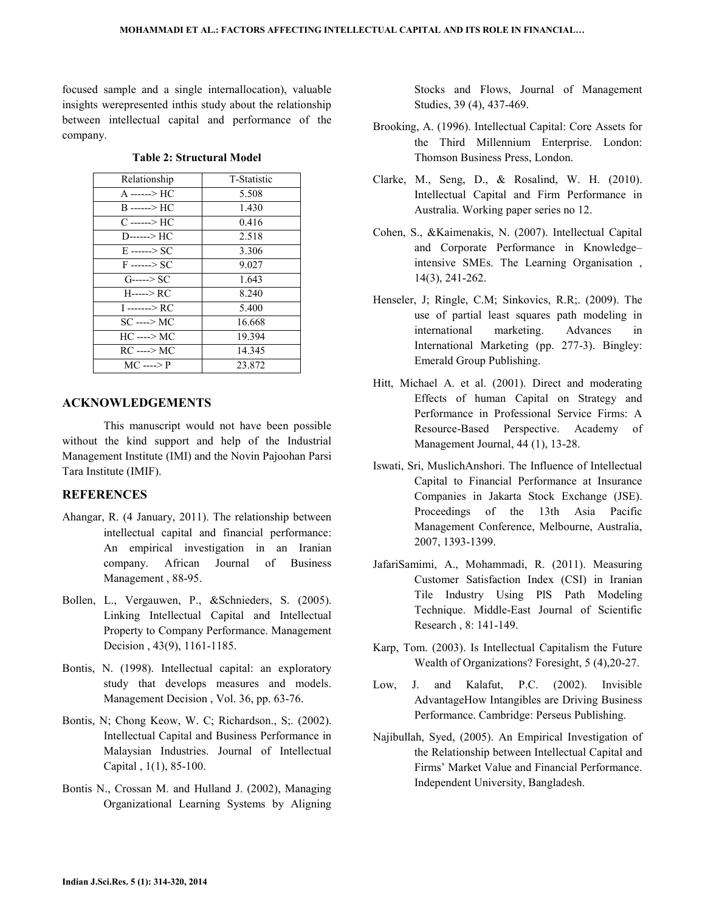focused sample and a single internallocation), valuable insights werepresented inthis study about the relationship between intellectual capital and performance of the company.

**Table 2: Structural Model**

| Relationship | T-Statistic |
|---|---|
| A ------> HC | 5.508 |
| B ------> HC | 1.430 |
| C ------> HC | 0.416 |
| D------> HC | 2.518 |
| E ------> SC | 3.306 |
| F ------> SC | 9.027 |
| G-----> SC | 1.643 |
| H-----> RC | 8.240 |
| I -------> RC | 5.400 |
| SC ----> MC | 16.668 |
| HC ----> MC | 19.394 |
| RC ----> MC | 14.345 |
| MC ----> P | 23.872 |

## ACKNOWLEDGEMENTS

This manuscript would not have been possible without the kind support and help of the Industrial Management Institute (IMI) and the Novin Pajoohan Parsi Tara Institute (IMIF).

## REFERENCES

Ahangar, R. (4 January, 2011). The relationship between intellectual capital and financial performance: An empirical investigation in an Iranian company. African Journal of Business Management , 88-95.

Bollen, L., Vergauwen, P., &Schnieders, S. (2005). Linking Intellectual Capital and Intellectual Property to Company Performance. Management Decision , 43(9), 1161-1185.

Bontis, N. (1998). Intellectual capital: an exploratory study that develops measures and models. Management Decision , Vol. 36, pp. 63-76.

Bontis, N; Chong Keow, W. C; Richardson., S;. (2002). Intellectual Capital and Business Performance in Malaysian Industries. Journal of Intellectual Capital , 1(1), 85-100.

Bontis N., Crossan M. and Hulland J. (2002), Managing Organizational Learning Systems by Aligning Stocks and Flows, Journal of Management Studies, 39 (4), 437-469.

Brooking, A. (1996). Intellectual Capital: Core Assets for the Third Millennium Enterprise. London: Thomson Business Press, London.

Clarke, M., Seng, D., & Rosalind, W. H. (2010). Intellectual Capital and Firm Performance in Australia. Working paper series no 12.

Cohen, S., &Kaimenakis, N. (2007). Intellectual Capital and Corporate Performance in Knowledge–intensive SMEs. The Learning Organisation , 14(3), 241-262.

Henseler, J; Ringle, C.M; Sinkovics, R.R;. (2009). The use of partial least squares path modeling in international marketing. Advances in International Marketing (pp. 277-3). Bingley: Emerald Group Publishing.

Hitt, Michael A. et al. (2001). Direct and moderating Effects of human Capital on Strategy and Performance in Professional Service Firms: A Resource-Based Perspective. Academy of Management Journal, 44 (1), 13-28.

Iswati, Sri, MuslichAnshori. The Influence of Intellectual Capital to Financial Performance at Insurance Companies in Jakarta Stock Exchange (JSE). Proceedings of the 13th Asia Pacific Management Conference, Melbourne, Australia, 2007, 1393-1399.

JafariSamimi, A., Mohammadi, R. (2011). Measuring Customer Satisfaction Index (CSI) in Iranian Tile Industry Using PlS Path Modeling Technique. Middle-East Journal of Scientific Research , 8: 141-149.

Karp, Tom. (2003). Is Intellectual Capitalism the Future Wealth of Organizations? Foresight, 5 (4),20-27.

Low, J. and Kalafut, P.C. (2002). Invisible AdvantageHow Intangibles are Driving Business Performance. Cambridge: Perseus Publishing.

Najibullah, Syed, (2005). An Empirical Investigation of the Relationship between Intellectual Capital and Firms' Market Value and Financial Performance. Independent University, Bangladesh.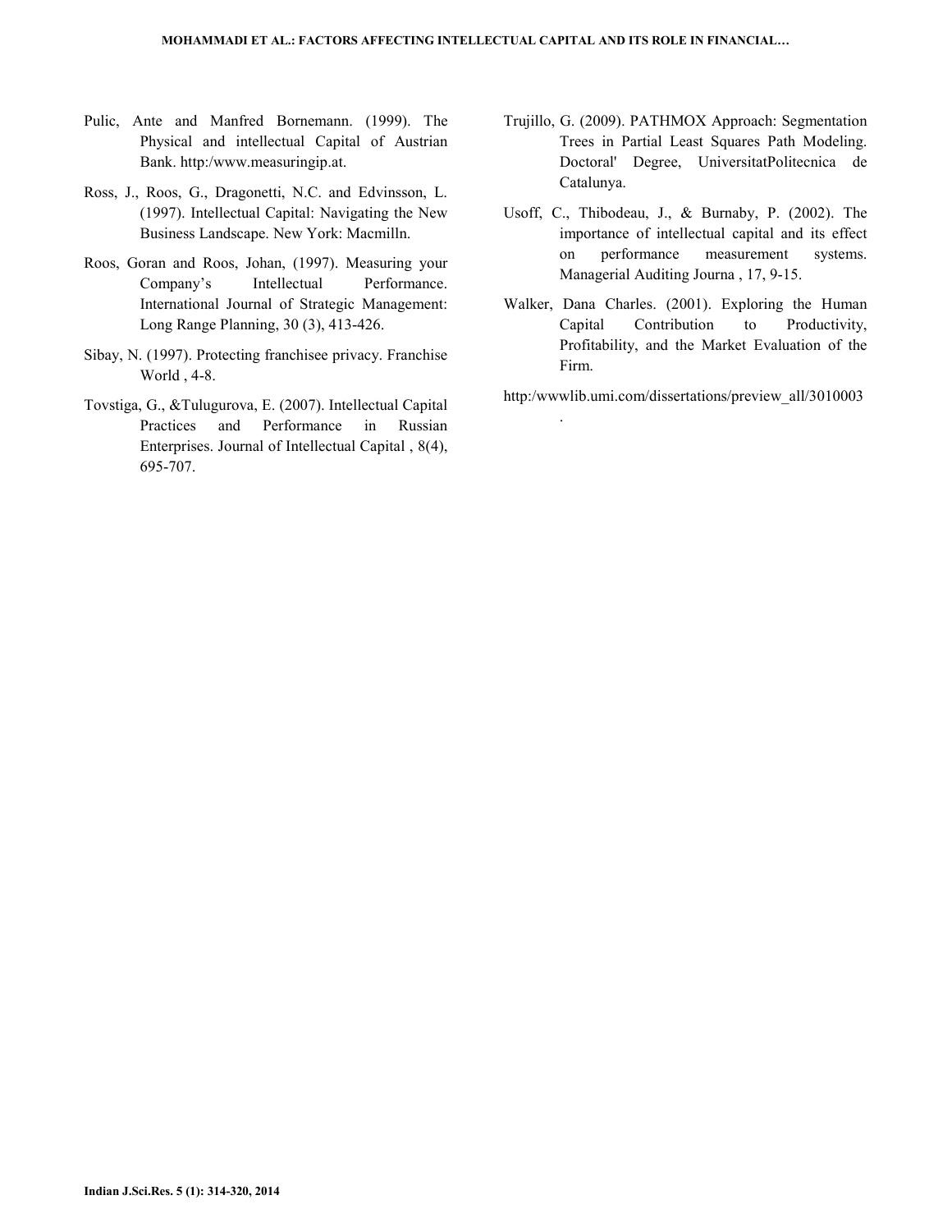Pulic, Ante and Manfred Bornemann. (1999). The Physical and intellectual Capital of Austrian Bank. http:/www.measuringip.at.

Ross, J., Roos, G., Dragonetti, N.C. and Edvinsson, L. (1997). Intellectual Capital: Navigating the New Business Landscape. New York: Macmilln.

Roos, Goran and Roos, Johan, (1997). Measuring your Company's Intellectual Performance. International Journal of Strategic Management: Long Range Planning, 30 (3), 413-426.

Sibay, N. (1997). Protecting franchisee privacy. Franchise World , 4-8.

Tovstiga, G., &Tulugurova, E. (2007). Intellectual Capital Practices and Performance in Russian Enterprises. Journal of Intellectual Capital , 8(4), 695-707.

Trujillo, G. (2009). PATHMOX Approach: Segmentation Trees in Partial Least Squares Path Modeling. Doctoral' Degree, UniversitatPolitecnica de Catalunya.

Usoff, C., Thibodeau, J., & Burnaby, P. (2002). The importance of intellectual capital and its effect on performance measurement systems. Managerial Auditing Journa , 17, 9-15.

Walker, Dana Charles. (2001). Exploring the Human Capital Contribution to Productivity, Profitability, and the Market Evaluation of the Firm.

http:/wwwlib.umi.com/dissertations/preview_all/3010003
.